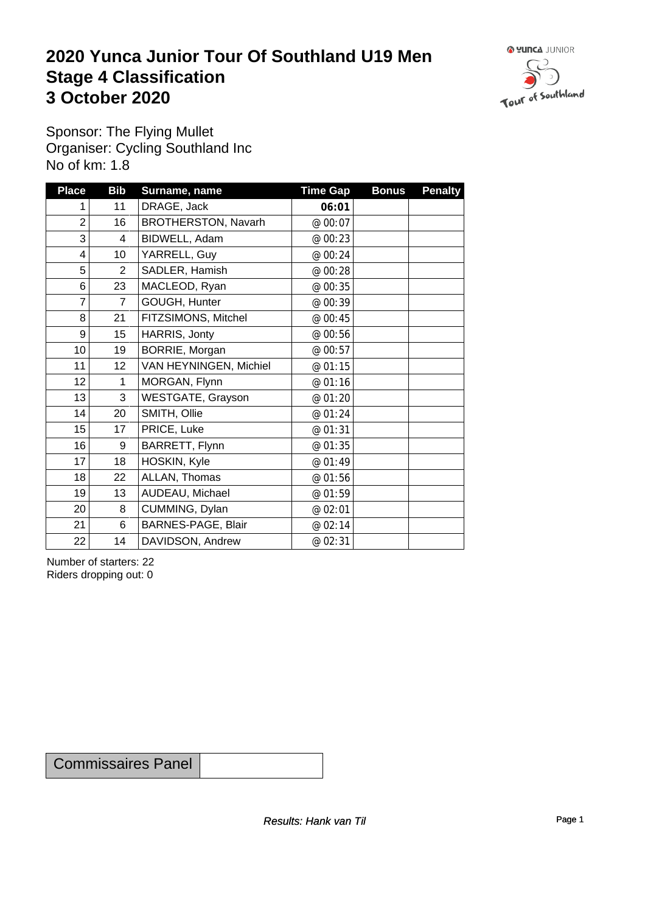# 2020 Yunca Junior Tour Of Southland U19 Men
# Stage 4 Classification
# 3 October 2020

Sponsor: The Flying Mullet
Organiser: Cycling Southland Inc
No of km: 1.8

| Place | Bib | Surname, name | Time Gap | Bonus | Penalty |
|---|---|---|---|---|---|
| 1 | 11 | DRAGE, Jack | **06:01** | | |
| 2 | 16 | BROTHERSTON, Navarh | @ 00:07 | | |
| 3 | 4 | BIDWELL, Adam | @ 00:23 | | |
| 4 | 10 | YARRELL, Guy | @ 00:24 | | |
| 5 | 2 | SADLER, Hamish | @ 00:28 | | |
| 6 | 23 | MACLEOD, Ryan | @ 00:35 | | |
| 7 | 7 | GOUGH, Hunter | @ 00:39 | | |
| 8 | 21 | FITZSIMONS, Mitchel | @ 00:45 | | |
| 9 | 15 | HARRIS, Jonty | @ 00:56 | | |
| 10 | 19 | BORRIE, Morgan | @ 00:57 | | |
| 11 | 12 | VAN HEYNINGEN, Michiel | @ 01:15 | | |
| 12 | 1 | MORGAN, Flynn | @ 01:16 | | |
| 13 | 3 | WESTGATE, Grayson | @ 01:20 | | |
| 14 | 20 | SMITH, Ollie | @ 01:24 | | |
| 15 | 17 | PRICE, Luke | @ 01:31 | | |
| 16 | 9 | BARRETT, Flynn | @ 01:35 | | |
| 17 | 18 | HOSKIN, Kyle | @ 01:49 | | |
| 18 | 22 | ALLAN, Thomas | @ 01:56 | | |
| 19 | 13 | AUDEAU, Michael | @ 01:59 | | |
| 20 | 8 | CUMMING, Dylan | @ 02:01 | | |
| 21 | 6 | BARNES-PAGE, Blair | @ 02:14 | | |
| 22 | 14 | DAVIDSON, Andrew | @ 02:31 | | |

Number of starters: 22
Riders dropping out: 0

| Commissaires Panel | |
|---|---|

*Results: Hank van Til*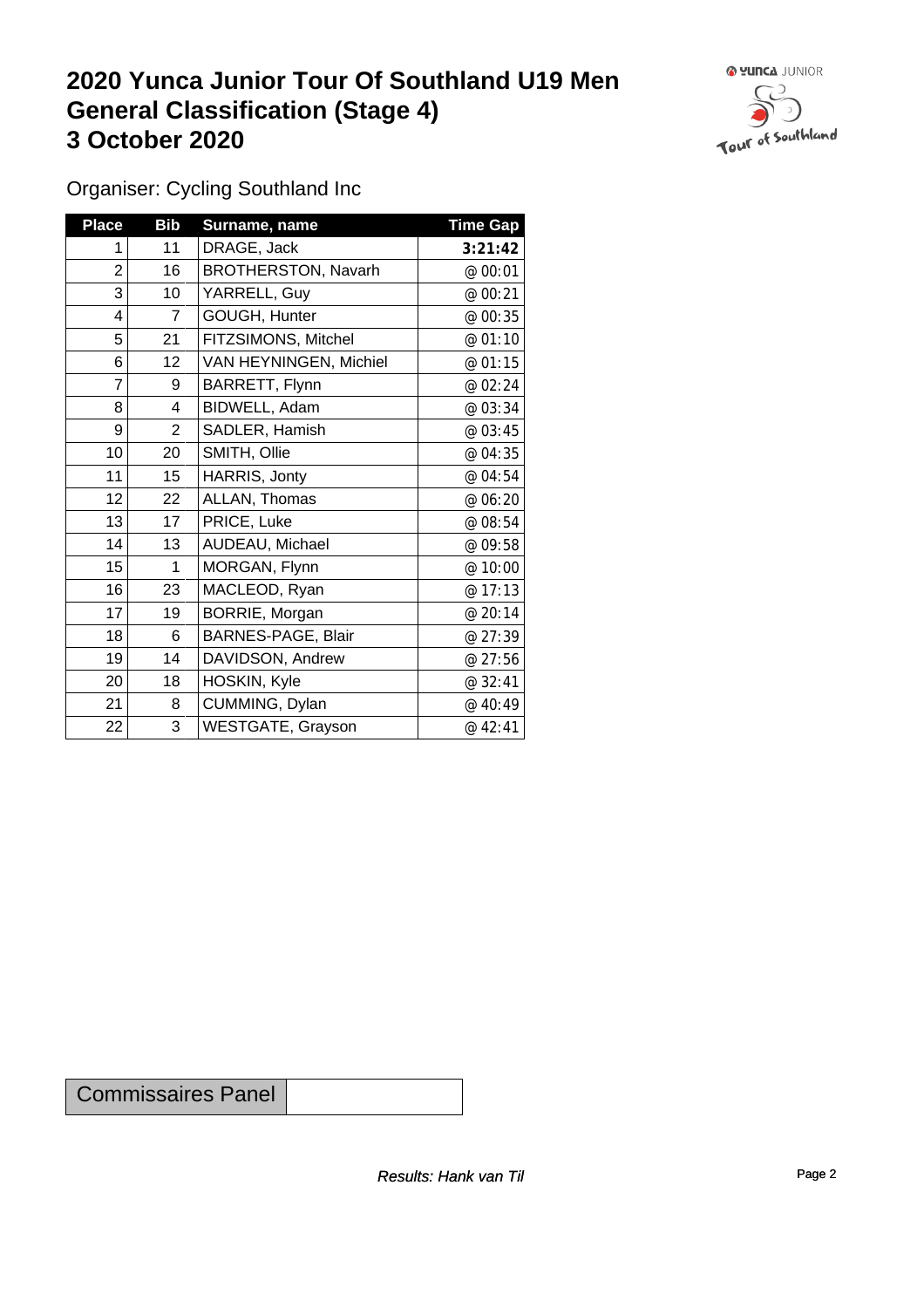# 2020 Yunca Junior Tour Of Southland U19 Men
# General Classification (Stage 4)
# 3 October 2020

Organiser: Cycling Southland Inc

| Place | Bib | Surname, name | Time Gap |
|---|---|---|---|
| 1 | 11 | DRAGE, Jack | **3:21:42** |
| 2 | 16 | BROTHERSTON, Navarh | @ 00:01 |
| 3 | 10 | YARRELL, Guy | @ 00:21 |
| 4 | 7 | GOUGH, Hunter | @ 00:35 |
| 5 | 21 | FITZSIMONS, Mitchel | @ 01:10 |
| 6 | 12 | VAN HEYNINGEN, Michiel | @ 01:15 |
| 7 | 9 | BARRETT, Flynn | @ 02:24 |
| 8 | 4 | BIDWELL, Adam | @ 03:34 |
| 9 | 2 | SADLER, Hamish | @ 03:45 |
| 10 | 20 | SMITH, Ollie | @ 04:35 |
| 11 | 15 | HARRIS, Jonty | @ 04:54 |
| 12 | 22 | ALLAN, Thomas | @ 06:20 |
| 13 | 17 | PRICE, Luke | @ 08:54 |
| 14 | 13 | AUDEAU, Michael | @ 09:58 |
| 15 | 1 | MORGAN, Flynn | @ 10:00 |
| 16 | 23 | MACLEOD, Ryan | @ 17:13 |
| 17 | 19 | BORRIE, Morgan | @ 20:14 |
| 18 | 6 | BARNES-PAGE, Blair | @ 27:39 |
| 19 | 14 | DAVIDSON, Andrew | @ 27:56 |
| 20 | 18 | HOSKIN, Kyle | @ 32:41 |
| 21 | 8 | CUMMING, Dylan | @ 40:49 |
| 22 | 3 | WESTGATE, Grayson | @ 42:41 |

| Commissaires Panel | |
|---|---|

*Results: Hank van Til*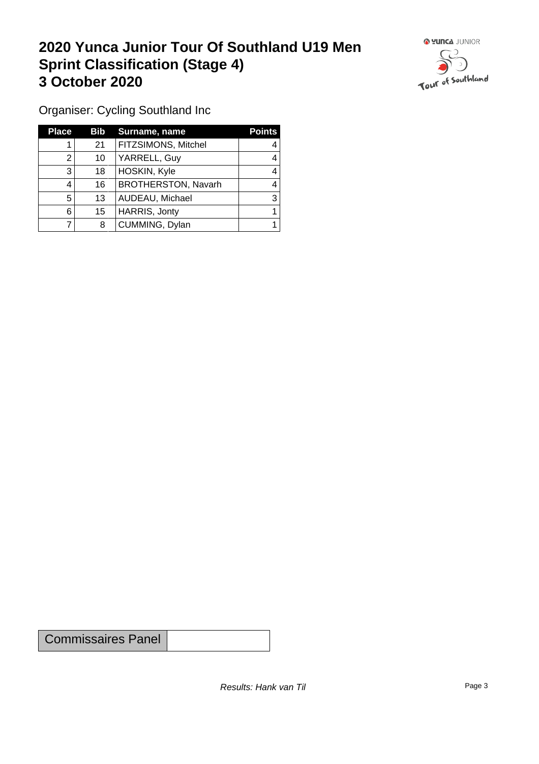# 2020 Yunca Junior Tour Of Southland U19 Men
# Sprint Classification (Stage 4)
# 3 October 2020

Organiser: Cycling Southland Inc

| Place | Bib | Surname, name | Points |
|---|---|---|---|
| 1 | 21 | FITZSIMONS, Mitchel | 4 |
| 2 | 10 | YARRELL, Guy | 4 |
| 3 | 18 | HOSKIN, Kyle | 4 |
| 4 | 16 | BROTHERSTON, Navarh | 4 |
| 5 | 13 | AUDEAU, Michael | 3 |
| 6 | 15 | HARRIS, Jonty | 1 |
| 7 | 8 | CUMMING, Dylan | 1 |

| Commissaires Panel | |
|---|---|

*Results: Hank van Til*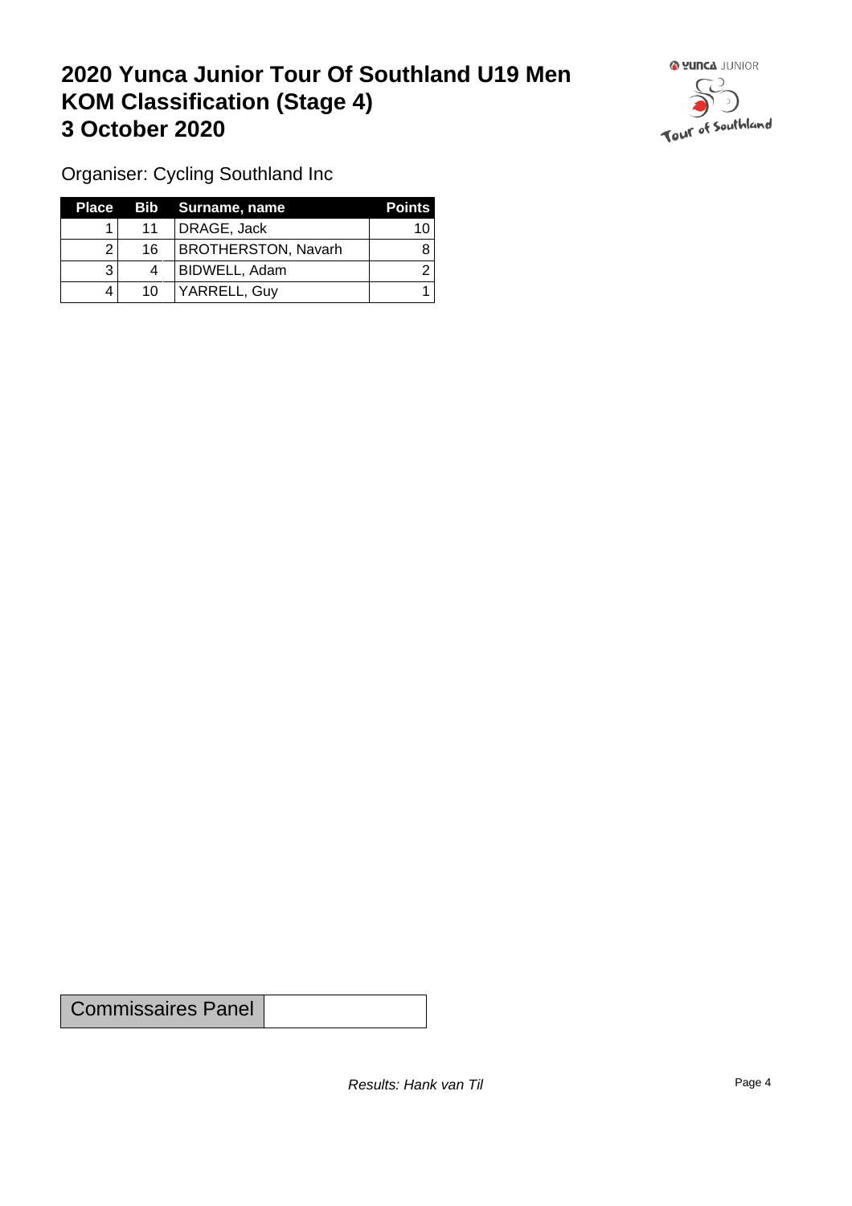# 2020 Yunca Junior Tour Of Southland U19 Men
# KOM Classification (Stage 4)
# 3 October 2020

Organiser: Cycling Southland Inc

| Place | Bib | Surname, name | Points |
|---|---|---|---|
| 1 | 11 | DRAGE, Jack | 10 |
| 2 | 16 | BROTHERSTON, Navarh | 8 |
| 3 | 4 | BIDWELL, Adam | 2 |
| 4 | 10 | YARRELL, Guy | 1 |

| Commissaires Panel | |
|---|---|

*Results: Hank van Til*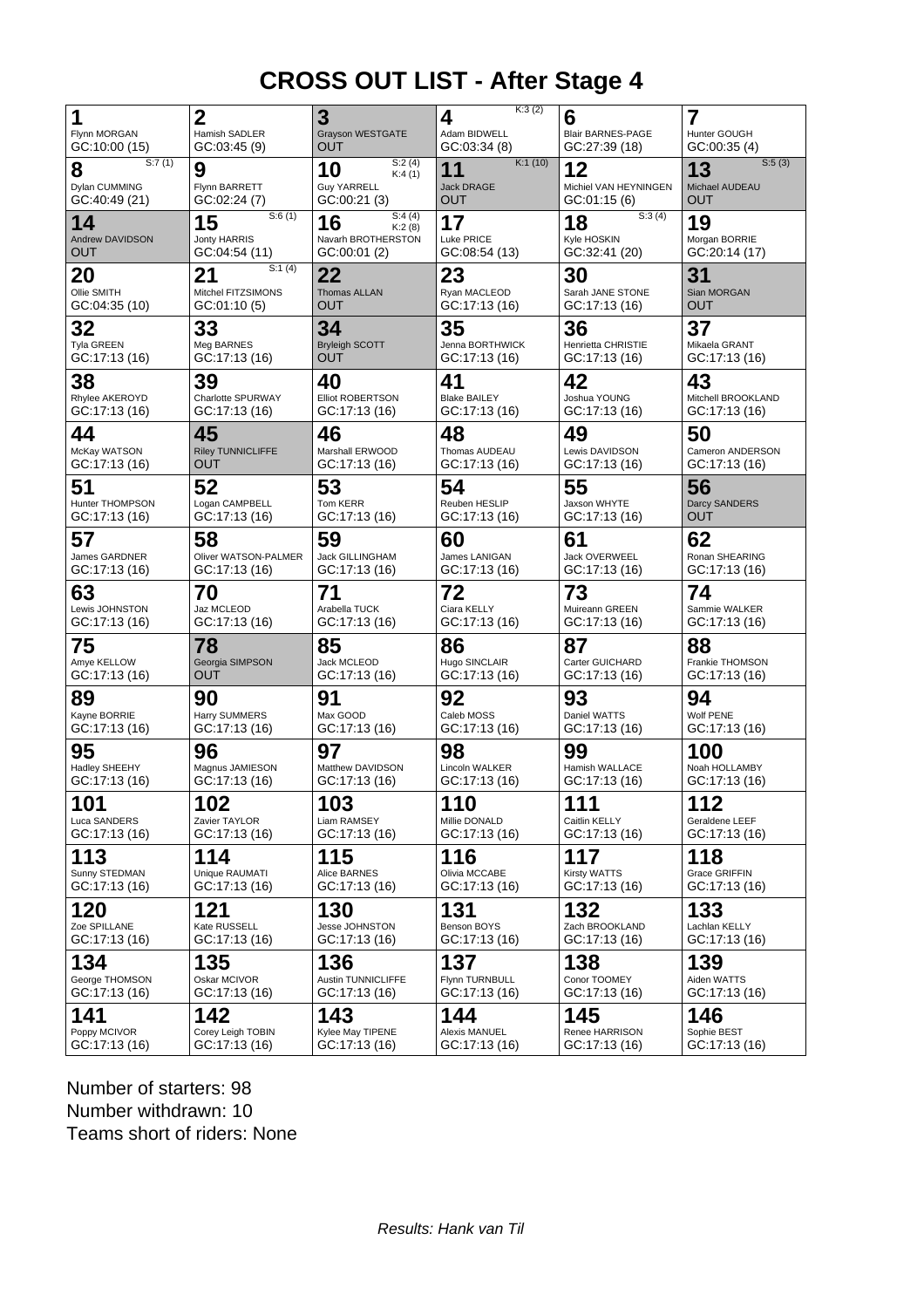# CROSS OUT LIST - After Stage 4

| | | | | | |
|---|---|---|---|---|---|
| **1** Flynn MORGAN GC:10:00 (15) | **2** Hamish SADLER GC:03:45 (9) | **3** Grayson WESTGATE OUT | **4** K:3 (2) Adam BIDWELL GC:03:34 (8) | **6** Blair BARNES-PAGE GC:27:39 (18) | **7** Hunter GOUGH GC:00:35 (4) |
| **8** S:7 (1) Dylan CUMMING GC:40:49 (21) | **9** Flynn BARRETT GC:02:24 (7) | **10** S:2 (4) K:4 (1) Guy YARRELL GC:00:21 (3) | **11** K:1 (10) Jack DRAGE OUT | **12** Michiel VAN HEYNINGEN GC:01:15 (6) | **13** S:5 (3) Michael AUDEAU OUT |
| **14** Andrew DAVIDSON OUT | **15** S:6 (1) Jonty HARRIS GC:04:54 (11) | **16** S:4 (4) K:2 (8) Navarh BROTHERSTON GC:00:01 (2) | **17** Luke PRICE GC:08:54 (13) | **18** S:3 (4) Kyle HOSKIN GC:32:41 (20) | **19** Morgan BORRIE GC:20:14 (17) |
| **20** Ollie SMITH GC:04:35 (10) | **21** S:1 (4) Mitchel FITZSIMONS GC:01:10 (5) | **22** Thomas ALLAN OUT | **23** Ryan MACLEOD GC:17:13 (16) | **30** Sarah JANE STONE GC:17:13 (16) | **31** Sian MORGAN OUT |
| **32** Tyla GREEN GC:17:13 (16) | **33** Meg BARNES GC:17:13 (16) | **34** Bryleigh SCOTT OUT | **35** Jenna BORTHWICK GC:17:13 (16) | **36** Henrietta CHRISTIE GC:17:13 (16) | **37** Mikaela GRANT GC:17:13 (16) |
| **38** Rhylee AKEROYD GC:17:13 (16) | **39** Charlotte SPURWAY GC:17:13 (16) | **40** Elliot ROBERTSON GC:17:13 (16) | **41** Blake BAILEY GC:17:13 (16) | **42** Joshua YOUNG GC:17:13 (16) | **43** Mitchell BROOKLAND GC:17:13 (16) |
| **44** McKay WATSON GC:17:13 (16) | **45** Riley TUNNICLIFFE OUT | **46** Marshall ERWOOD GC:17:13 (16) | **48** Thomas AUDEAU GC:17:13 (16) | **49** Lewis DAVIDSON GC:17:13 (16) | **50** Cameron ANDERSON GC:17:13 (16) |
| **51** Hunter THOMPSON GC:17:13 (16) | **52** Logan CAMPBELL GC:17:13 (16) | **53** Tom KERR GC:17:13 (16) | **54** Reuben HESLIP GC:17:13 (16) | **55** Jaxson WHYTE GC:17:13 (16) | **56** Darcy SANDERS OUT |
| **57** James GARDNER GC:17:13 (16) | **58** Oliver WATSON-PALMER GC:17:13 (16) | **59** Jack GILLINGHAM GC:17:13 (16) | **60** James LANIGAN GC:17:13 (16) | **61** Jack OVERWEEL GC:17:13 (16) | **62** Ronan SHEARING GC:17:13 (16) |
| **63** Lewis JOHNSTON GC:17:13 (16) | **70** Jaz MCLEOD GC:17:13 (16) | **71** Arabella TUCK GC:17:13 (16) | **72** Ciara KELLY GC:17:13 (16) | **73** Muireann GREEN GC:17:13 (16) | **74** Sammie WALKER GC:17:13 (16) |
| **75** Amye KELLOW GC:17:13 (16) | **78** Georgia SIMPSON OUT | **85** Jack MCLEOD GC:17:13 (16) | **86** Hugo SINCLAIR GC:17:13 (16) | **87** Carter GUICHARD GC:17:13 (16) | **88** Frankie THOMSON GC:17:13 (16) |
| **89** Kayne BORRIE GC:17:13 (16) | **90** Harry SUMMERS GC:17:13 (16) | **91** Max GOOD GC:17:13 (16) | **92** Caleb MOSS GC:17:13 (16) | **93** Daniel WATTS GC:17:13 (16) | **94** Wolf PENE GC:17:13 (16) |
| **95** Hadley SHEEHY GC:17:13 (16) | **96** Magnus JAMIESON GC:17:13 (16) | **97** Matthew DAVIDSON GC:17:13 (16) | **98** Lincoln WALKER GC:17:13 (16) | **99** Hamish WALLACE GC:17:13 (16) | **100** Noah HOLLAMBY GC:17:13 (16) |
| **101** Luca SANDERS GC:17:13 (16) | **102** Zavier TAYLOR GC:17:13 (16) | **103** Liam RAMSEY GC:17:13 (16) | **110** Millie DONALD GC:17:13 (16) | **111** Caitlin KELLY GC:17:13 (16) | **112** Geraldene LEEF GC:17:13 (16) |
| **113** Sunny STEDMAN GC:17:13 (16) | **114** Unique RAUMATI GC:17:13 (16) | **115** Alice BARNES GC:17:13 (16) | **116** Olivia MCCABE GC:17:13 (16) | **117** Kirsty WATTS GC:17:13 (16) | **118** Grace GRIFFIN GC:17:13 (16) |
| **120** Zoe SPILLANE GC:17:13 (16) | **121** Kate RUSSELL GC:17:13 (16) | **130** Jesse JOHNSTON GC:17:13 (16) | **131** Benson BOYS GC:17:13 (16) | **132** Zach BROOKLAND GC:17:13 (16) | **133** Lachlan KELLY GC:17:13 (16) |
| **134** George THOMSON GC:17:13 (16) | **135** Oskar MCIVOR GC:17:13 (16) | **136** Austin TUNNICLIFFE GC:17:13 (16) | **137** Flynn TURNBULL GC:17:13 (16) | **138** Conor TOOMEY GC:17:13 (16) | **139** Aiden WATTS GC:17:13 (16) |
| **141** Poppy MCIVOR GC:17:13 (16) | **142** Corey Leigh TOBIN GC:17:13 (16) | **143** Kylee May TIPENE GC:17:13 (16) | **144** Alexis MANUEL GC:17:13 (16) | **145** Renee HARRISON GC:17:13 (16) | **146** Sophie BEST GC:17:13 (16) |

Number of starters: 98

Number withdrawn: 10

Teams short of riders: None

*Results: Hank van Til*